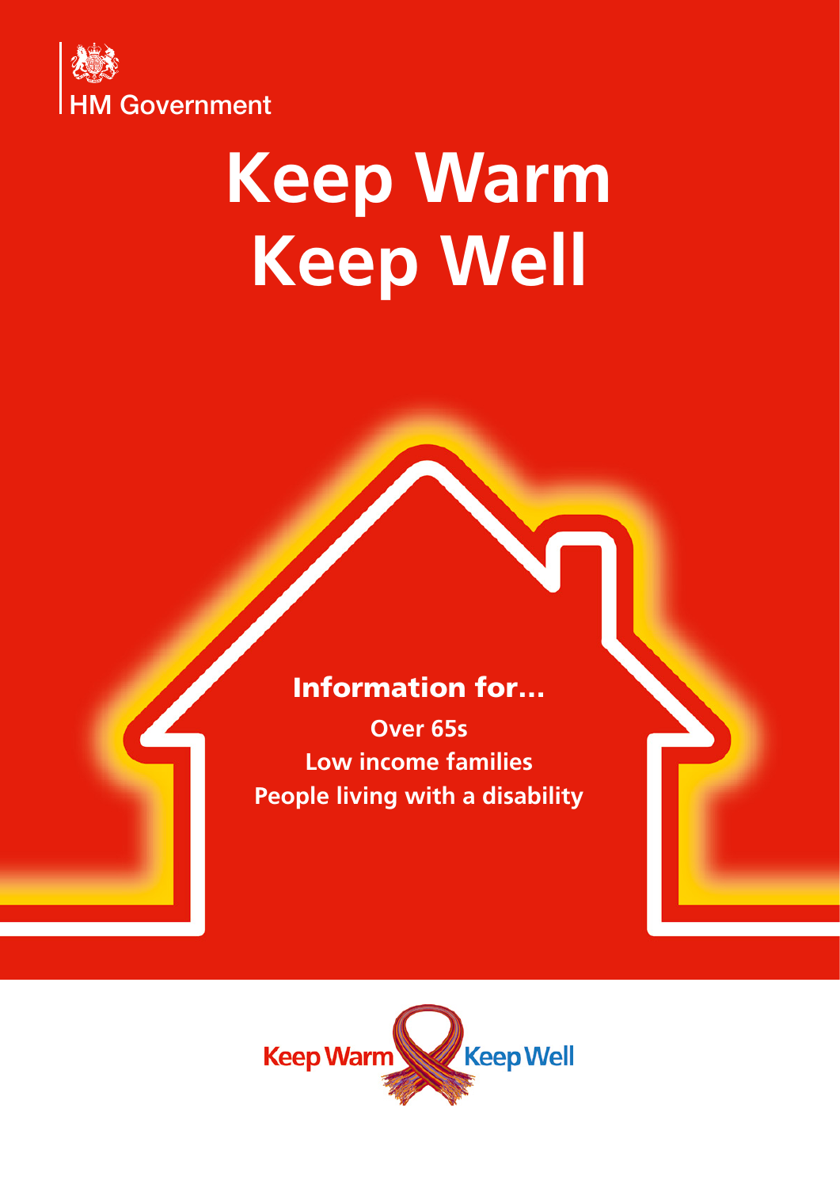HM Government

# Keep Warm Keep Well

## Information for...

**Over 65s**
**Low income families**
**People living with a disability**

Keep Warm Keep Well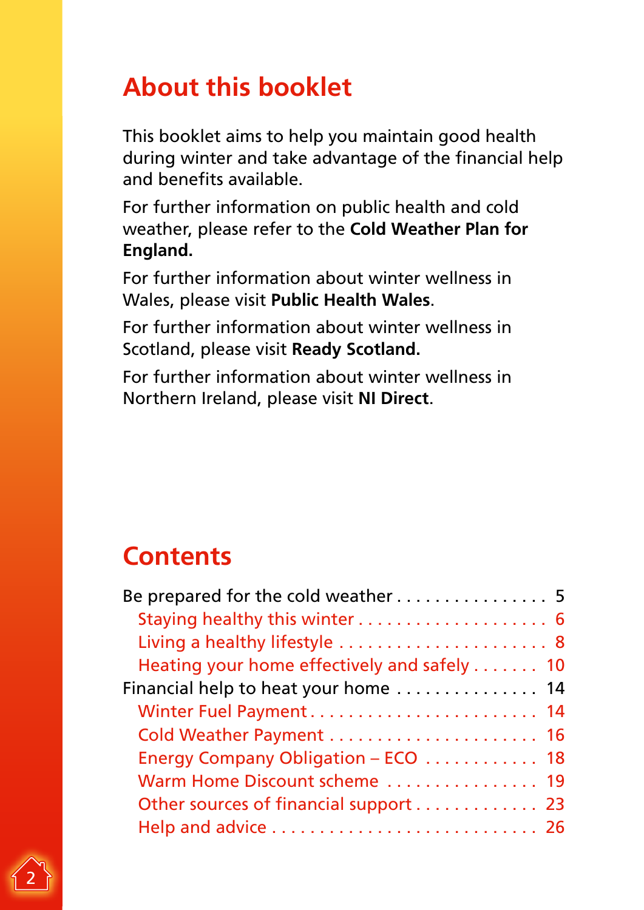## About this booklet

This booklet aims to help you maintain good health during winter and take advantage of the financial help and benefits available.

For further information on public health and cold weather, please refer to the **Cold Weather Plan for England.**

For further information about winter wellness in Wales, please visit **Public Health Wales**.

For further information about winter wellness in Scotland, please visit **Ready Scotland.**

For further information about winter wellness in Northern Ireland, please visit **NI Direct**.

## Contents

- Be prepared for the cold weather . . . . . . . . . . . . . . . . 5
  - Staying healthy this winter . . . . . . . . . . . . . . . . . . . . 6
  - Living a healthy lifestyle . . . . . . . . . . . . . . . . . . . . . 8
  - Heating your home effectively and safely . . . . . . . 10
- Financial help to heat your home . . . . . . . . . . . . . . . 14
  - Winter Fuel Payment . . . . . . . . . . . . . . . . . . . . . . . . 14
  - Cold Weather Payment . . . . . . . . . . . . . . . . . . . . . . 16
  - Energy Company Obligation – ECO . . . . . . . . . . . . 18
  - Warm Home Discount scheme . . . . . . . . . . . . . . . . 19
  - Other sources of financial support . . . . . . . . . . . . . 23
  - Help and advice . . . . . . . . . . . . . . . . . . . . . . . . . . . 26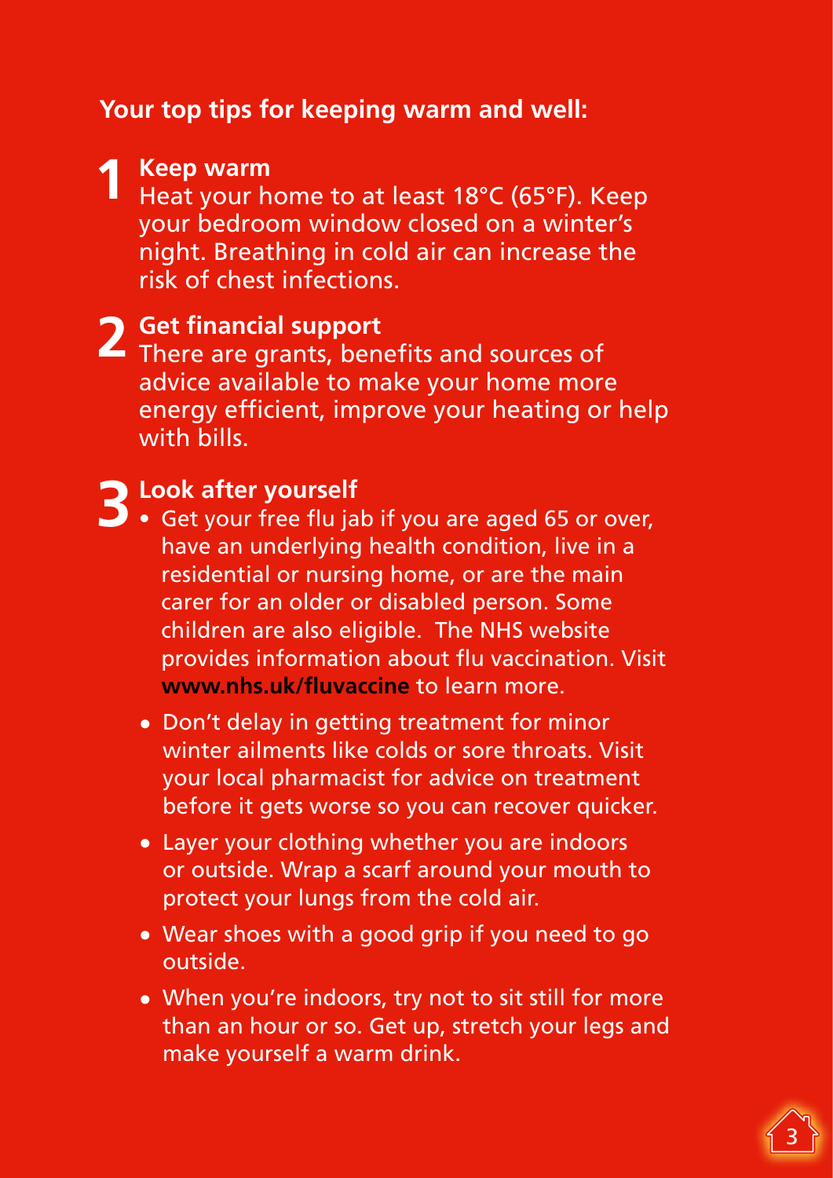## Your top tips for keeping warm and well:

### 1 Keep warm

Heat your home to at least 18°C (65°F). Keep your bedroom window closed on a winter's night. Breathing in cold air can increase the risk of chest infections.

### 2 Get financial support

There are grants, benefits and sources of advice available to make your home more energy efficient, improve your heating or help with bills.

### 3 Look after yourself

- Get your free flu jab if you are aged 65 or over, have an underlying health condition, live in a residential or nursing home, or are the main carer for an older or disabled person. Some children are also eligible. The NHS website provides information about flu vaccination. Visit **www.nhs.uk/fluvaccine** to learn more.
- Don't delay in getting treatment for minor winter ailments like colds or sore throats. Visit your local pharmacist for advice on treatment before it gets worse so you can recover quicker.
- Layer your clothing whether you are indoors or outside. Wrap a scarf around your mouth to protect your lungs from the cold air.
- Wear shoes with a good grip if you need to go outside.
- When you're indoors, try not to sit still for more than an hour or so. Get up, stretch your legs and make yourself a warm drink.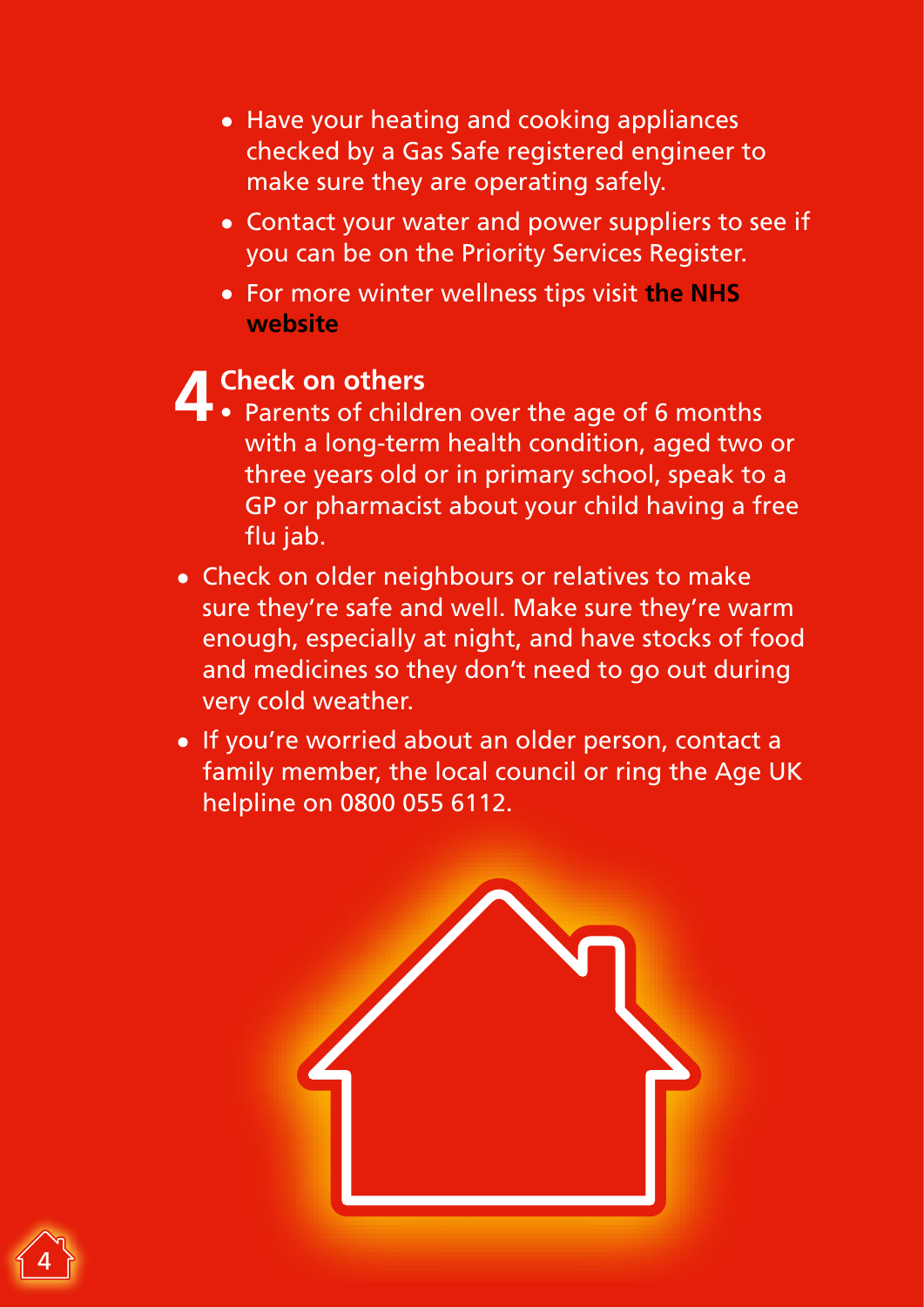- Have your heating and cooking appliances checked by a Gas Safe registered engineer to make sure they are operating safely.
- Contact your water and power suppliers to see if you can be on the Priority Services Register.
- For more winter wellness tips visit **the NHS website**

## 4 Check on others

- Parents of children over the age of 6 months with a long-term health condition, aged two or three years old or in primary school, speak to a GP or pharmacist about your child having a free flu jab.
- Check on older neighbours or relatives to make sure they're safe and well. Make sure they're warm enough, especially at night, and have stocks of food and medicines so they don't need to go out during very cold weather.
- If you're worried about an older person, contact a family member, the local council or ring the Age UK helpline on 0800 055 6112.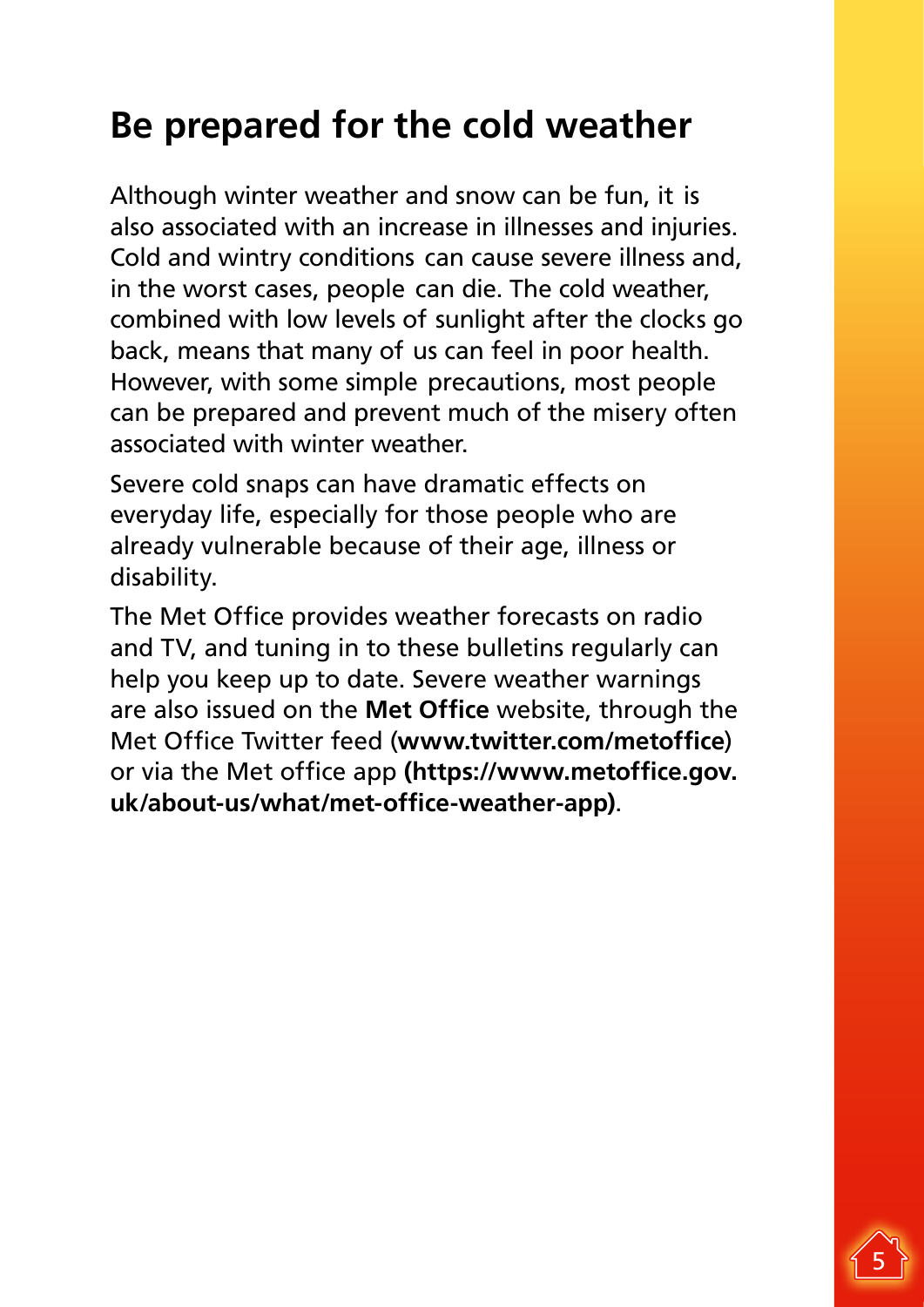# Be prepared for the cold weather

Although winter weather and snow can be fun, it is also associated with an increase in illnesses and injuries. Cold and wintry conditions can cause severe illness and, in the worst cases, people can die. The cold weather, combined with low levels of sunlight after the clocks go back, means that many of us can feel in poor health. However, with some simple precautions, most people can be prepared and prevent much of the misery often associated with winter weather.

Severe cold snaps can have dramatic effects on everyday life, especially for those people who are already vulnerable because of their age, illness or disability.

The Met Office provides weather forecasts on radio and TV, and tuning in to these bulletins regularly can help you keep up to date. Severe weather warnings are also issued on the **Met Office** website, through the Met Office Twitter feed (**www.twitter.com/metoffice**) or via the Met office app **(https://www.metoffice.gov.uk/about-us/what/met-office-weather-app)**.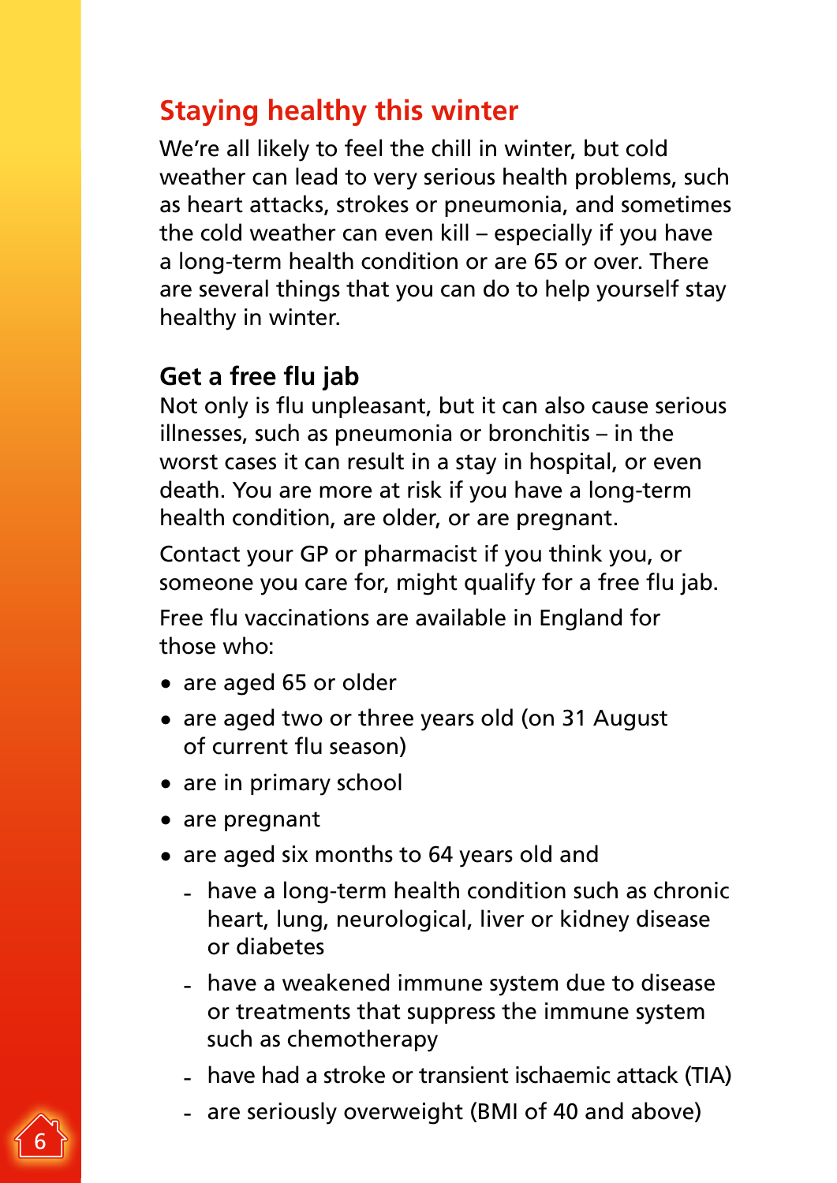## Staying healthy this winter

We're all likely to feel the chill in winter, but cold weather can lead to very serious health problems, such as heart attacks, strokes or pneumonia, and sometimes the cold weather can even kill – especially if you have a long-term health condition or are 65 or over. There are several things that you can do to help yourself stay healthy in winter.

### Get a free flu jab

Not only is flu unpleasant, but it can also cause serious illnesses, such as pneumonia or bronchitis – in the worst cases it can result in a stay in hospital, or even death. You are more at risk if you have a long-term health condition, are older, or are pregnant.

Contact your GP or pharmacist if you think you, or someone you care for, might qualify for a free flu jab.

Free flu vaccinations are available in England for those who:

- are aged 65 or older
- are aged two or three years old (on 31 August of current flu season)
- are in primary school
- are pregnant
- are aged six months to 64 years old and
  - have a long-term health condition such as chronic heart, lung, neurological, liver or kidney disease or diabetes
  - have a weakened immune system due to disease or treatments that suppress the immune system such as chemotherapy
  - have had a stroke or transient ischaemic attack (TIA)
  - are seriously overweight (BMI of 40 and above)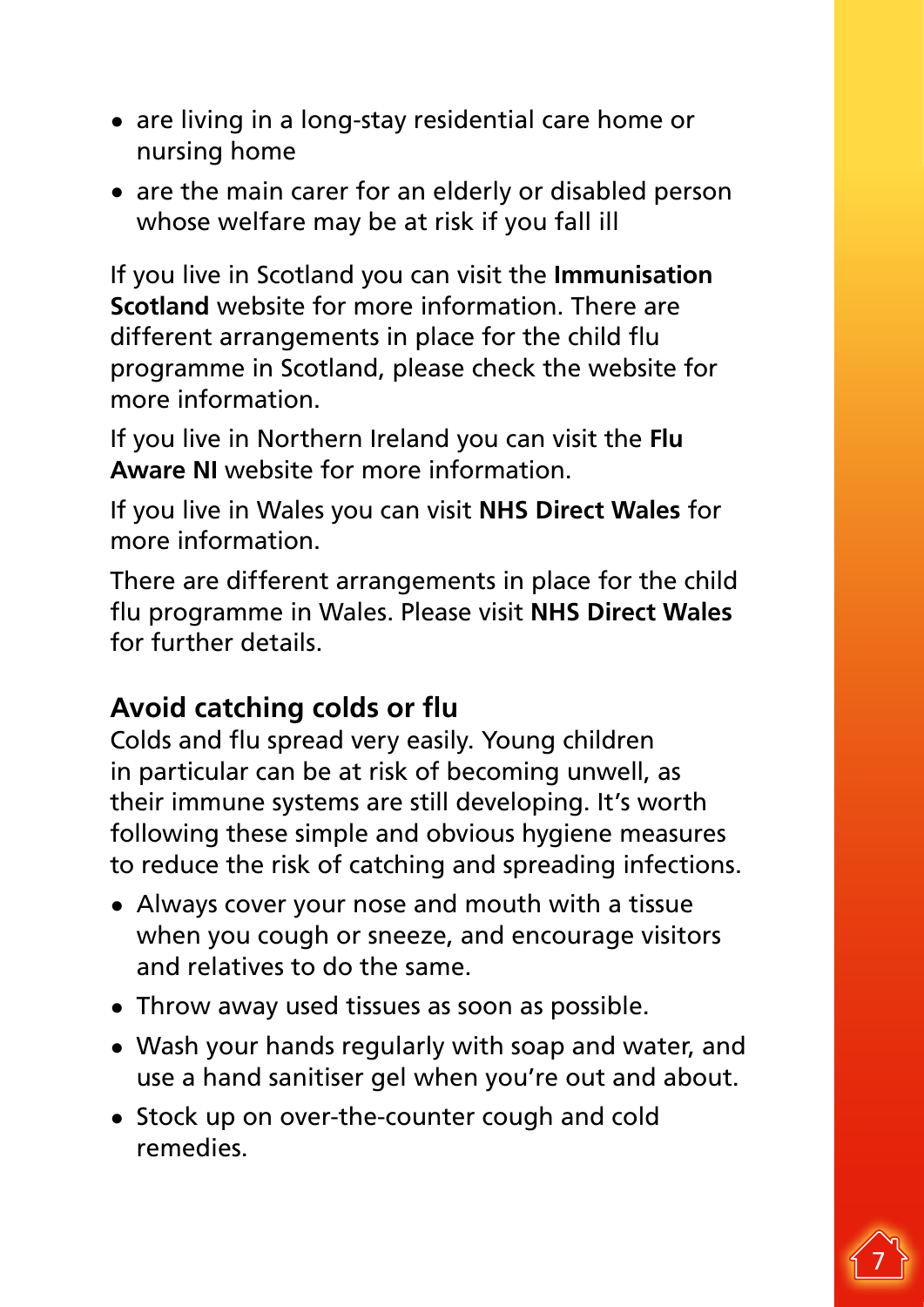- are living in a long-stay residential care home or nursing home
- are the main carer for an elderly or disabled person whose welfare may be at risk if you fall ill

If you live in Scotland you can visit the **Immunisation Scotland** website for more information. There are different arrangements in place for the child flu programme in Scotland, please check the website for more information.

If you live in Northern Ireland you can visit the **Flu Aware NI** website for more information.

If you live in Wales you can visit **NHS Direct Wales** for more information.

There are different arrangements in place for the child flu programme in Wales. Please visit **NHS Direct Wales** for further details.

## Avoid catching colds or flu

Colds and flu spread very easily. Young children in particular can be at risk of becoming unwell, as their immune systems are still developing. It's worth following these simple and obvious hygiene measures to reduce the risk of catching and spreading infections.

- Always cover your nose and mouth with a tissue when you cough or sneeze, and encourage visitors and relatives to do the same.
- Throw away used tissues as soon as possible.
- Wash your hands regularly with soap and water, and use a hand sanitiser gel when you're out and about.
- Stock up on over-the-counter cough and cold remedies.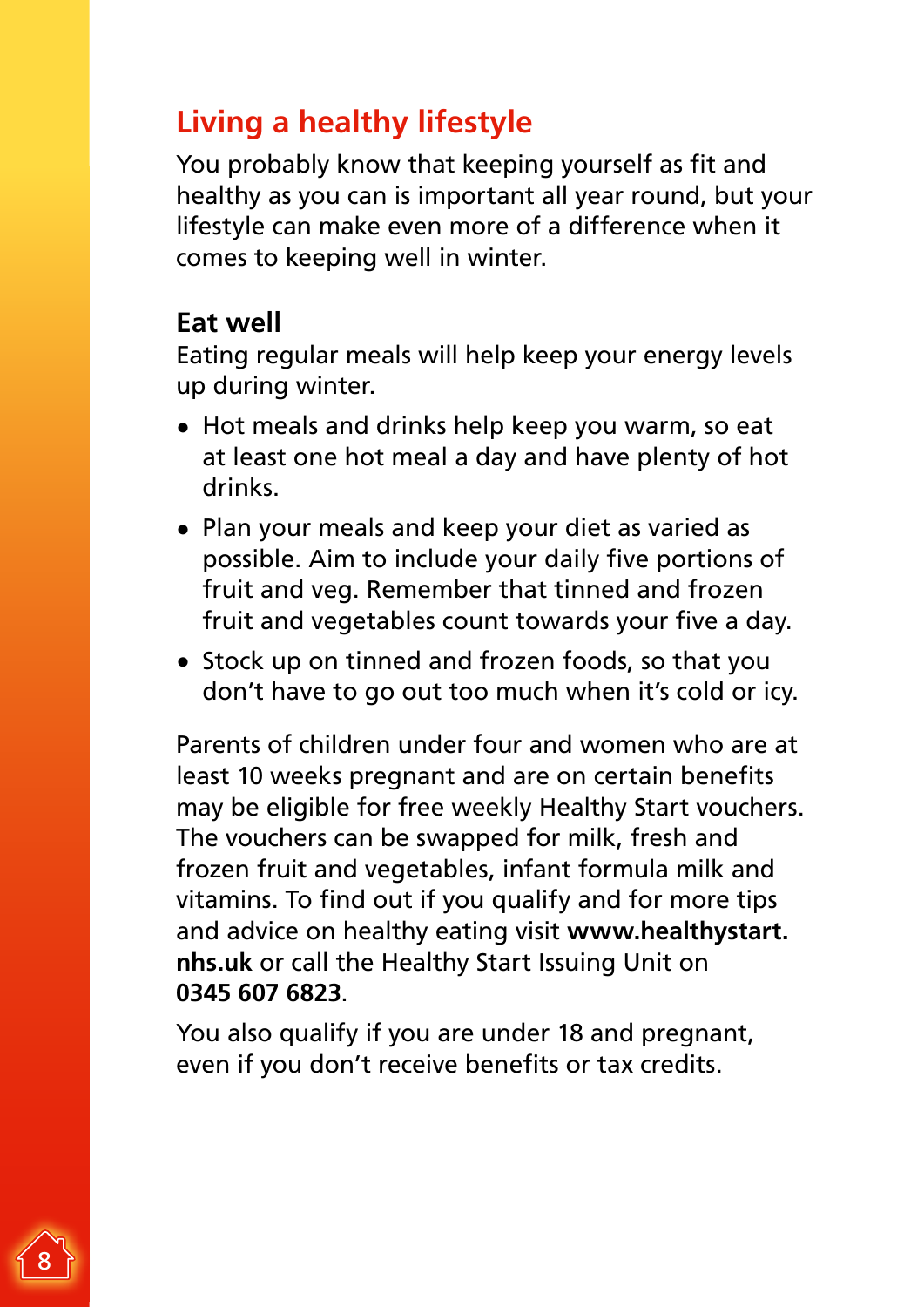## Living a healthy lifestyle

You probably know that keeping yourself as fit and healthy as you can is important all year round, but your lifestyle can make even more of a difference when it comes to keeping well in winter.

### Eat well

Eating regular meals will help keep your energy levels up during winter.

- Hot meals and drinks help keep you warm, so eat at least one hot meal a day and have plenty of hot drinks.
- Plan your meals and keep your diet as varied as possible. Aim to include your daily five portions of fruit and veg. Remember that tinned and frozen fruit and vegetables count towards your five a day.
- Stock up on tinned and frozen foods, so that you don't have to go out too much when it's cold or icy.

Parents of children under four and women who are at least 10 weeks pregnant and are on certain benefits may be eligible for free weekly Healthy Start vouchers. The vouchers can be swapped for milk, fresh and frozen fruit and vegetables, infant formula milk and vitamins. To find out if you qualify and for more tips and advice on healthy eating visit **www.healthystart.nhs.uk** or call the Healthy Start Issuing Unit on **0345 607 6823**.

You also qualify if you are under 18 and pregnant, even if you don't receive benefits or tax credits.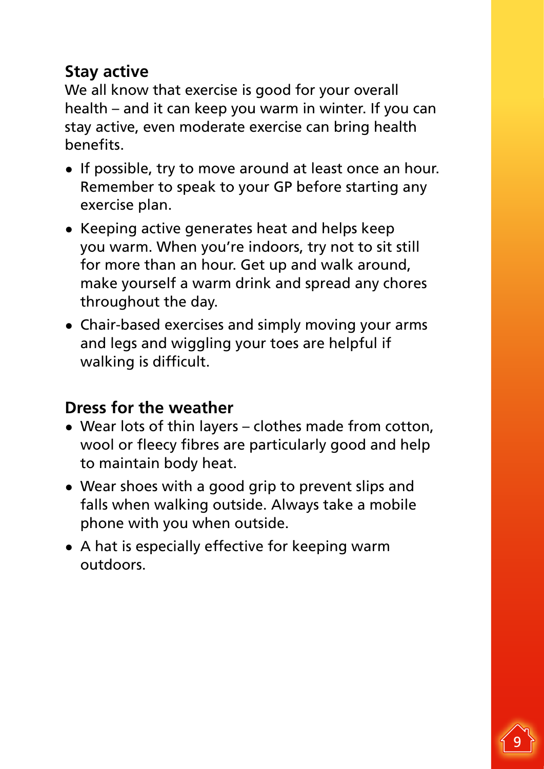## Stay active

We all know that exercise is good for your overall health – and it can keep you warm in winter. If you can stay active, even moderate exercise can bring health benefits.

- If possible, try to move around at least once an hour. Remember to speak to your GP before starting any exercise plan.
- Keeping active generates heat and helps keep you warm. When you're indoors, try not to sit still for more than an hour. Get up and walk around, make yourself a warm drink and spread any chores throughout the day.
- Chair-based exercises and simply moving your arms and legs and wiggling your toes are helpful if walking is difficult.

## Dress for the weather

- Wear lots of thin layers – clothes made from cotton, wool or fleecy fibres are particularly good and help to maintain body heat.
- Wear shoes with a good grip to prevent slips and falls when walking outside. Always take a mobile phone with you when outside.
- A hat is especially effective for keeping warm outdoors.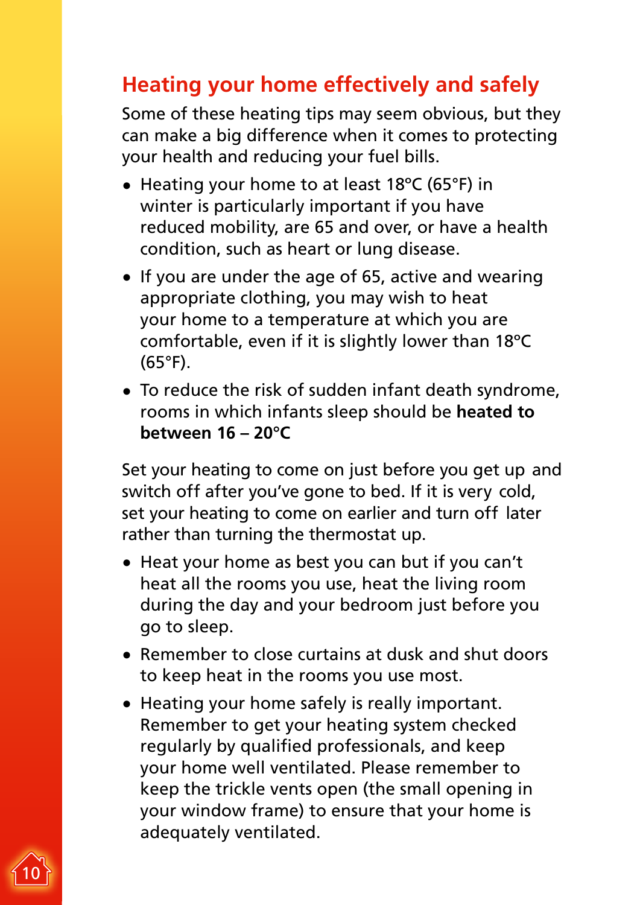## Heating your home effectively and safely

Some of these heating tips may seem obvious, but they can make a big difference when it comes to protecting your health and reducing your fuel bills.

- Heating your home to at least 18°C (65°F) in winter is particularly important if you have reduced mobility, are 65 and over, or have a health condition, such as heart or lung disease.
- If you are under the age of 65, active and wearing appropriate clothing, you may wish to heat your home to a temperature at which you are comfortable, even if it is slightly lower than 18°C (65°F).
- To reduce the risk of sudden infant death syndrome, rooms in which infants sleep should be **heated to between 16 – 20°C**

Set your heating to come on just before you get up and switch off after you've gone to bed. If it is very cold, set your heating to come on earlier and turn off later rather than turning the thermostat up.

- Heat your home as best you can but if you can't heat all the rooms you use, heat the living room during the day and your bedroom just before you go to sleep.
- Remember to close curtains at dusk and shut doors to keep heat in the rooms you use most.
- Heating your home safely is really important. Remember to get your heating system checked regularly by qualified professionals, and keep your home well ventilated. Please remember to keep the trickle vents open (the small opening in your window frame) to ensure that your home is adequately ventilated.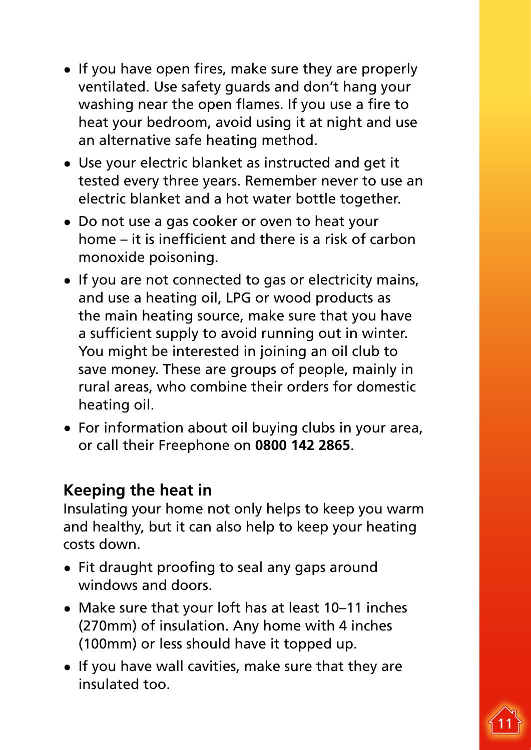- If you have open fires, make sure they are properly ventilated. Use safety guards and don't hang your washing near the open flames. If you use a fire to heat your bedroom, avoid using it at night and use an alternative safe heating method.
- Use your electric blanket as instructed and get it tested every three years. Remember never to use an electric blanket and a hot water bottle together.
- Do not use a gas cooker or oven to heat your home – it is inefficient and there is a risk of carbon monoxide poisoning.
- If you are not connected to gas or electricity mains, and use a heating oil, LPG or wood products as the main heating source, make sure that you have a sufficient supply to avoid running out in winter. You might be interested in joining an oil club to save money. These are groups of people, mainly in rural areas, who combine their orders for domestic heating oil.
- For information about oil buying clubs in your area, or call their Freephone on **0800 142 2865**.

## Keeping the heat in

Insulating your home not only helps to keep you warm and healthy, but it can also help to keep your heating costs down.

- Fit draught proofing to seal any gaps around windows and doors.
- Make sure that your loft has at least 10–11 inches (270mm) of insulation. Any home with 4 inches (100mm) or less should have it topped up.
- If you have wall cavities, make sure that they are insulated too.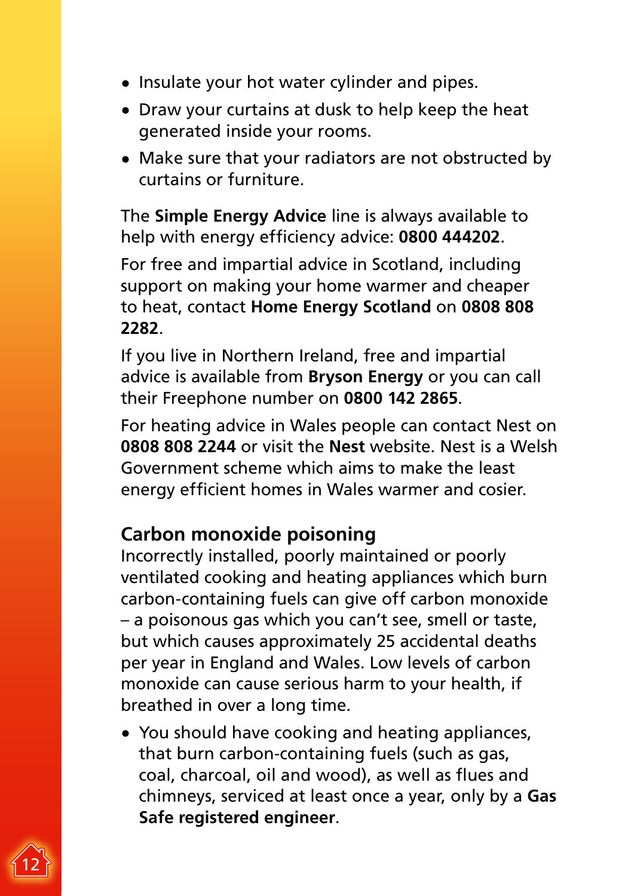- Insulate your hot water cylinder and pipes.
- Draw your curtains at dusk to help keep the heat generated inside your rooms.
- Make sure that your radiators are not obstructed by curtains or furniture.

The **Simple Energy Advice** line is always available to help with energy efficiency advice: **0800 444202**.

For free and impartial advice in Scotland, including support on making your home warmer and cheaper to heat, contact **Home Energy Scotland** on **0808 808 2282**.

If you live in Northern Ireland, free and impartial advice is available from **Bryson Energy** or you can call their Freephone number on **0800 142 2865**.

For heating advice in Wales people can contact Nest on **0808 808 2244** or visit the **Nest** website. Nest is a Welsh Government scheme which aims to make the least energy efficient homes in Wales warmer and cosier.

## Carbon monoxide poisoning

Incorrectly installed, poorly maintained or poorly ventilated cooking and heating appliances which burn carbon-containing fuels can give off carbon monoxide – a poisonous gas which you can't see, smell or taste, but which causes approximately 25 accidental deaths per year in England and Wales. Low levels of carbon monoxide can cause serious harm to your health, if breathed in over a long time.

- You should have cooking and heating appliances, that burn carbon-containing fuels (such as gas, coal, charcoal, oil and wood), as well as flues and chimneys, serviced at least once a year, only by a **Gas Safe registered engineer**.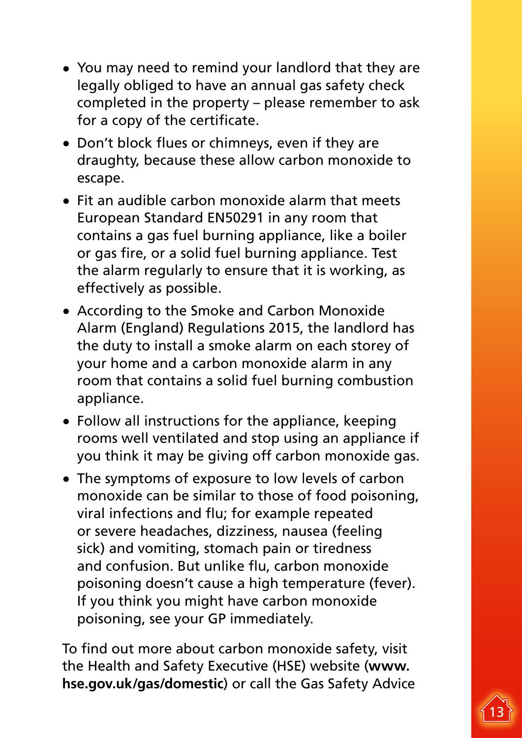- You may need to remind your landlord that they are legally obliged to have an annual gas safety check completed in the property – please remember to ask for a copy of the certificate.
- Don't block flues or chimneys, even if they are draughty, because these allow carbon monoxide to escape.
- Fit an audible carbon monoxide alarm that meets European Standard EN50291 in any room that contains a gas fuel burning appliance, like a boiler or gas fire, or a solid fuel burning appliance. Test the alarm regularly to ensure that it is working, as effectively as possible.
- According to the Smoke and Carbon Monoxide Alarm (England) Regulations 2015, the landlord has the duty to install a smoke alarm on each storey of your home and a carbon monoxide alarm in any room that contains a solid fuel burning combustion appliance.
- Follow all instructions for the appliance, keeping rooms well ventilated and stop using an appliance if you think it may be giving off carbon monoxide gas.
- The symptoms of exposure to low levels of carbon monoxide can be similar to those of food poisoning, viral infections and flu; for example repeated or severe headaches, dizziness, nausea (feeling sick) and vomiting, stomach pain or tiredness and confusion. But unlike flu, carbon monoxide poisoning doesn't cause a high temperature (fever). If you think you might have carbon monoxide poisoning, see your GP immediately.

To find out more about carbon monoxide safety, visit the Health and Safety Executive (HSE) website (**www.hse.gov.uk/gas/domestic**) or call the Gas Safety Advice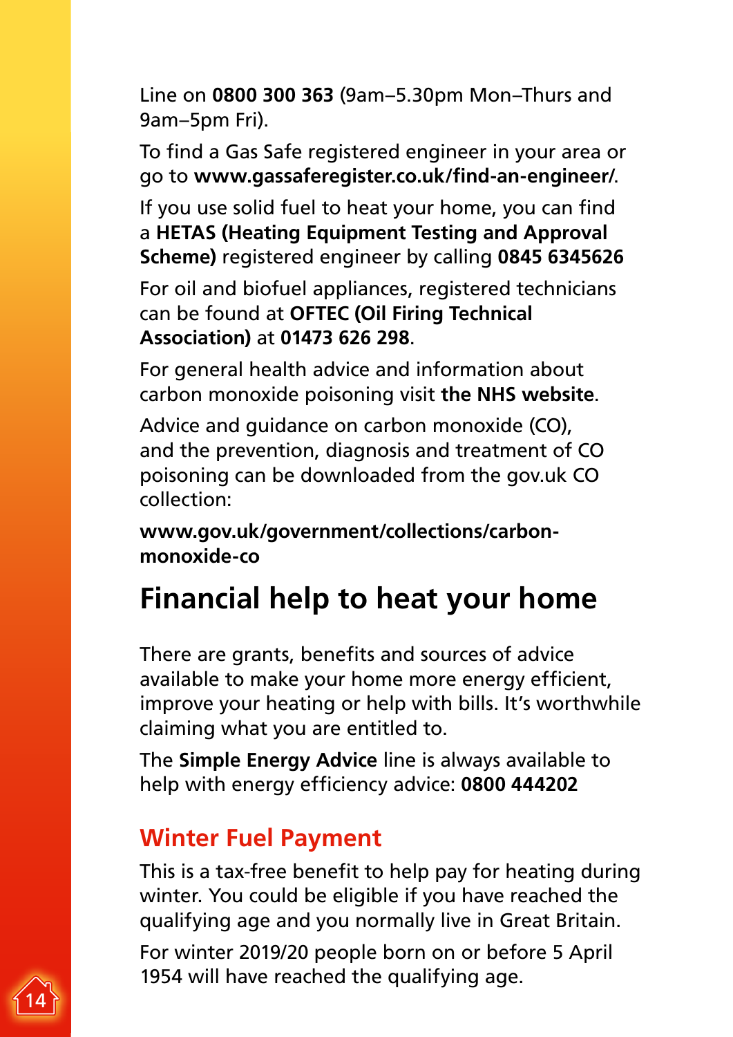Line on **0800 300 363** (9am–5.30pm Mon–Thurs and 9am–5pm Fri).

To find a Gas Safe registered engineer in your area or go to **www.gassaferegister.co.uk/find-an-engineer/**.

If you use solid fuel to heat your home, you can find a **HETAS (Heating Equipment Testing and Approval Scheme)** registered engineer by calling **0845 6345626**

For oil and biofuel appliances, registered technicians can be found at **OFTEC (Oil Firing Technical Association)** at **01473 626 298**.

For general health advice and information about carbon monoxide poisoning visit **the NHS website**.

Advice and guidance on carbon monoxide (CO), and the prevention, diagnosis and treatment of CO poisoning can be downloaded from the gov.uk CO collection:

**www.gov.uk/government/collections/carbon-monoxide-co**

# Financial help to heat your home

There are grants, benefits and sources of advice available to make your home more energy efficient, improve your heating or help with bills. It's worthwhile claiming what you are entitled to.

The **Simple Energy Advice** line is always available to help with energy efficiency advice: **0800 444202**

## Winter Fuel Payment

This is a tax-free benefit to help pay for heating during winter. You could be eligible if you have reached the qualifying age and you normally live in Great Britain.

For winter 2019/20 people born on or before 5 April 1954 will have reached the qualifying age.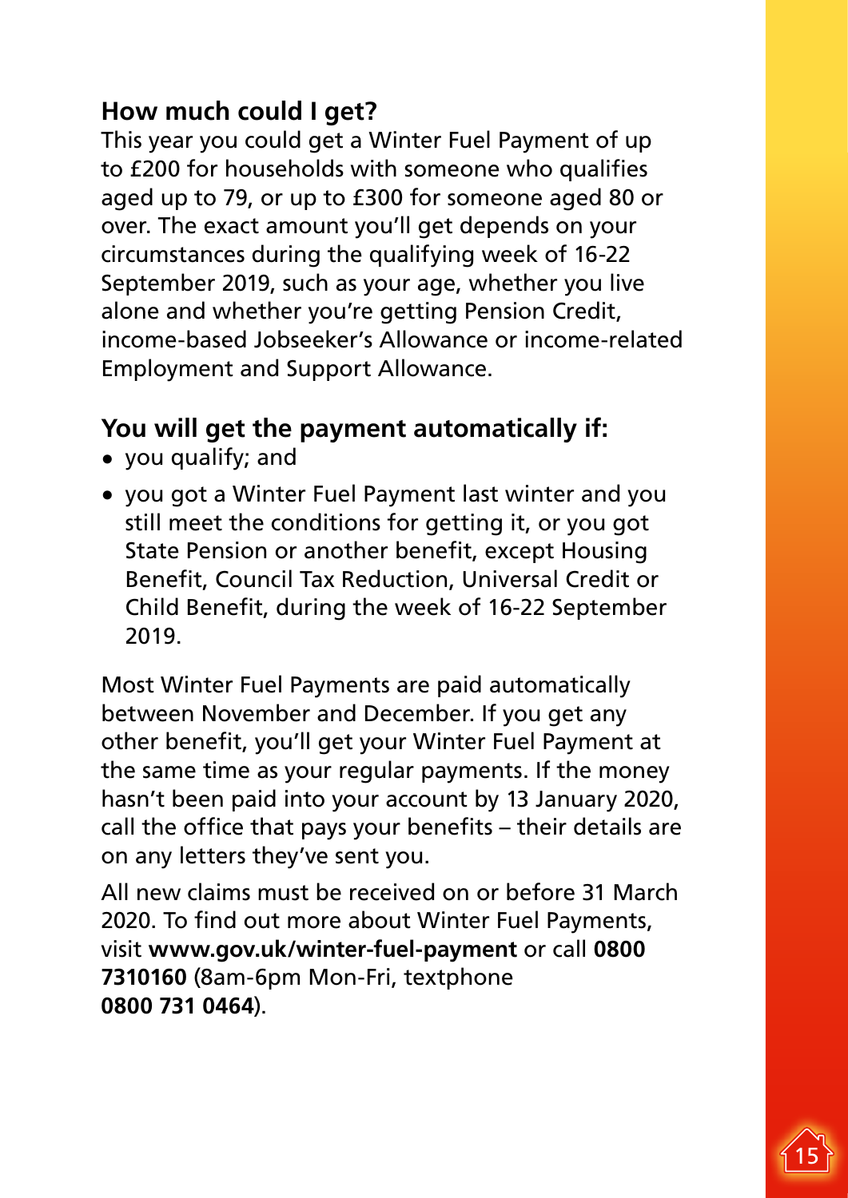## How much could I get?

This year you could get a Winter Fuel Payment of up to £200 for households with someone who qualifies aged up to 79, or up to £300 for someone aged 80 or over. The exact amount you'll get depends on your circumstances during the qualifying week of 16-22 September 2019, such as your age, whether you live alone and whether you're getting Pension Credit, income-based Jobseeker's Allowance or income-related Employment and Support Allowance.

## You will get the payment automatically if:

- you qualify; and
- you got a Winter Fuel Payment last winter and you still meet the conditions for getting it, or you got State Pension or another benefit, except Housing Benefit, Council Tax Reduction, Universal Credit or Child Benefit, during the week of 16-22 September 2019.

Most Winter Fuel Payments are paid automatically between November and December. If you get any other benefit, you'll get your Winter Fuel Payment at the same time as your regular payments. If the money hasn't been paid into your account by 13 January 2020, call the office that pays your benefits – their details are on any letters they've sent you.

All new claims must be received on or before 31 March 2020. To find out more about Winter Fuel Payments, visit **www.gov.uk/winter-fuel-payment** or call **0800 7310160** (8am-6pm Mon-Fri, textphone **0800 731 0464**).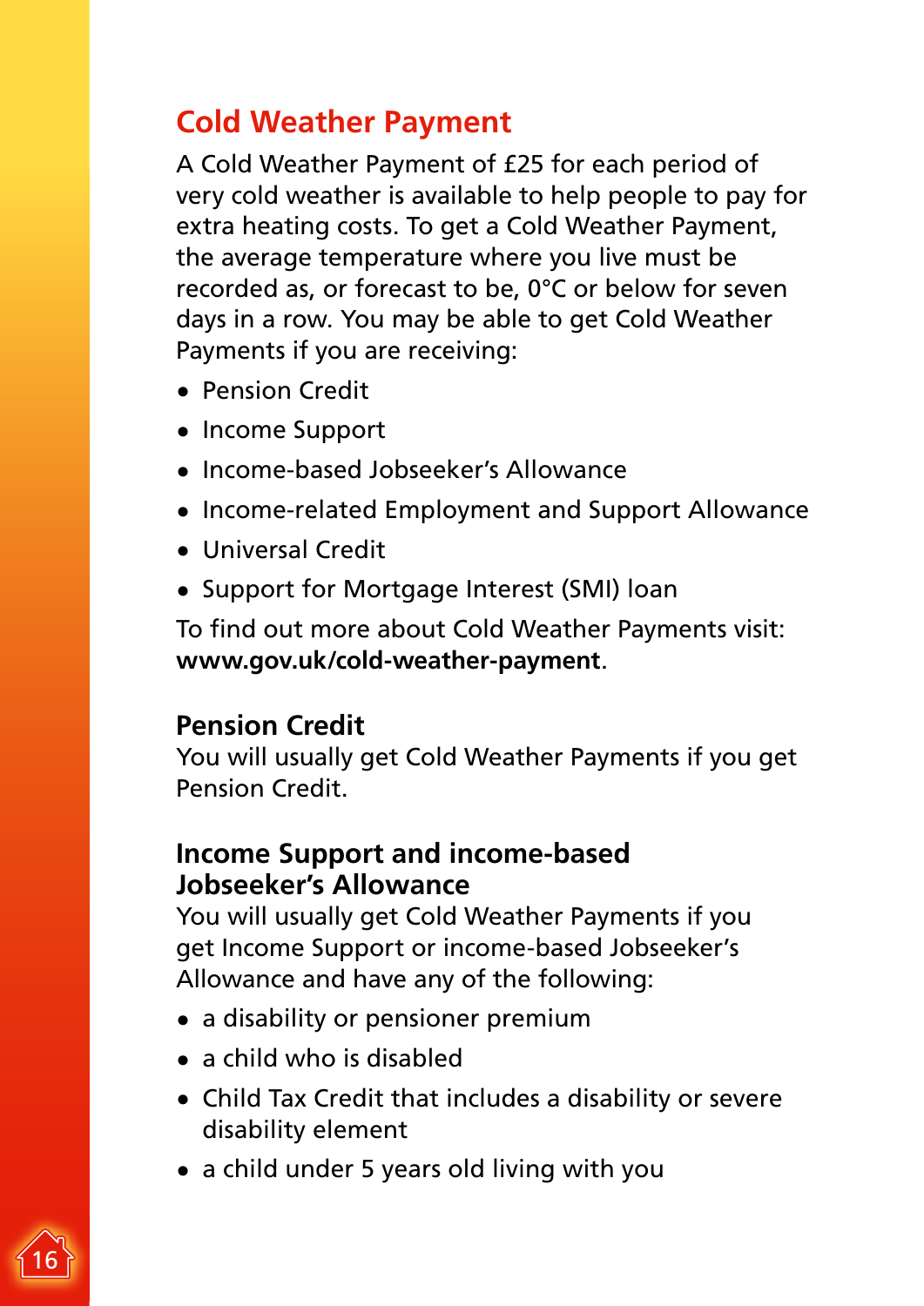## Cold Weather Payment

A Cold Weather Payment of £25 for each period of very cold weather is available to help people to pay for extra heating costs. To get a Cold Weather Payment, the average temperature where you live must be recorded as, or forecast to be, 0°C or below for seven days in a row. You may be able to get Cold Weather Payments if you are receiving:

- Pension Credit
- Income Support
- Income-based Jobseeker's Allowance
- Income-related Employment and Support Allowance
- Universal Credit
- Support for Mortgage Interest (SMI) loan

To find out more about Cold Weather Payments visit: **www.gov.uk/cold-weather-payment**.

### Pension Credit

You will usually get Cold Weather Payments if you get Pension Credit.

### Income Support and income-based Jobseeker's Allowance

You will usually get Cold Weather Payments if you get Income Support or income-based Jobseeker's Allowance and have any of the following:

- a disability or pensioner premium
- a child who is disabled
- Child Tax Credit that includes a disability or severe disability element
- a child under 5 years old living with you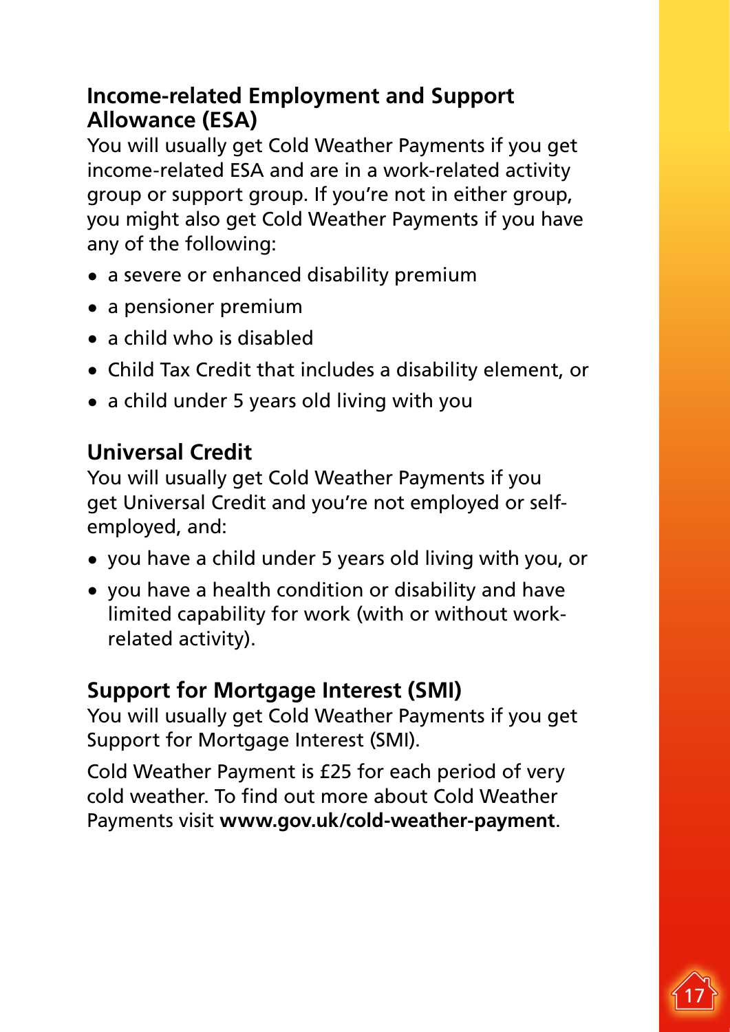### Income-related Employment and Support Allowance (ESA)

You will usually get Cold Weather Payments if you get income-related ESA and are in a work-related activity group or support group. If you're not in either group, you might also get Cold Weather Payments if you have any of the following:

- a severe or enhanced disability premium
- a pensioner premium
- a child who is disabled
- Child Tax Credit that includes a disability element, or
- a child under 5 years old living with you

### Universal Credit

You will usually get Cold Weather Payments if you get Universal Credit and you're not employed or self-employed, and:

- you have a child under 5 years old living with you, or
- you have a health condition or disability and have limited capability for work (with or without work-related activity).

### Support for Mortgage Interest (SMI)

You will usually get Cold Weather Payments if you get Support for Mortgage Interest (SMI).

Cold Weather Payment is £25 for each period of very cold weather. To find out more about Cold Weather Payments visit **www.gov.uk/cold-weather-payment**.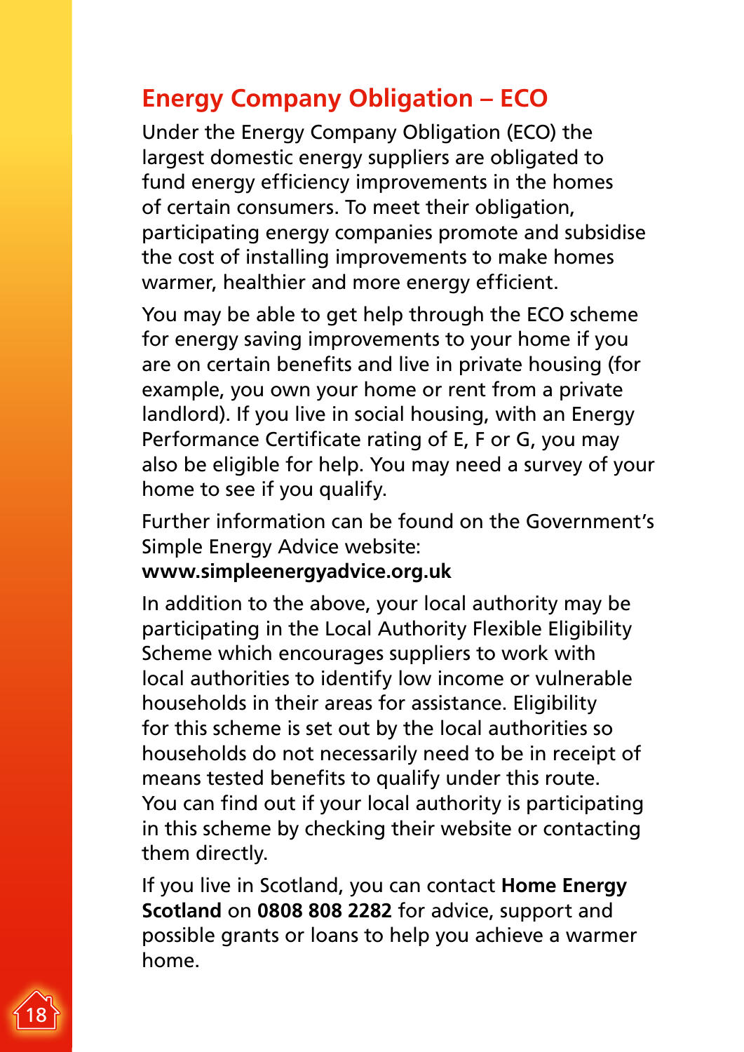## Energy Company Obligation – ECO

Under the Energy Company Obligation (ECO) the largest domestic energy suppliers are obligated to fund energy efficiency improvements in the homes of certain consumers. To meet their obligation, participating energy companies promote and subsidise the cost of installing improvements to make homes warmer, healthier and more energy efficient.

You may be able to get help through the ECO scheme for energy saving improvements to your home if you are on certain benefits and live in private housing (for example, you own your home or rent from a private landlord). If you live in social housing, with an Energy Performance Certificate rating of E, F or G, you may also be eligible for help. You may need a survey of your home to see if you qualify.

Further information can be found on the Government's Simple Energy Advice website:
**www.simpleenergyadvice.org.uk**

In addition to the above, your local authority may be participating in the Local Authority Flexible Eligibility Scheme which encourages suppliers to work with local authorities to identify low income or vulnerable households in their areas for assistance. Eligibility for this scheme is set out by the local authorities so households do not necessarily need to be in receipt of means tested benefits to qualify under this route. You can find out if your local authority is participating in this scheme by checking their website or contacting them directly.

If you live in Scotland, you can contact **Home Energy Scotland** on **0808 808 2282** for advice, support and possible grants or loans to help you achieve a warmer home.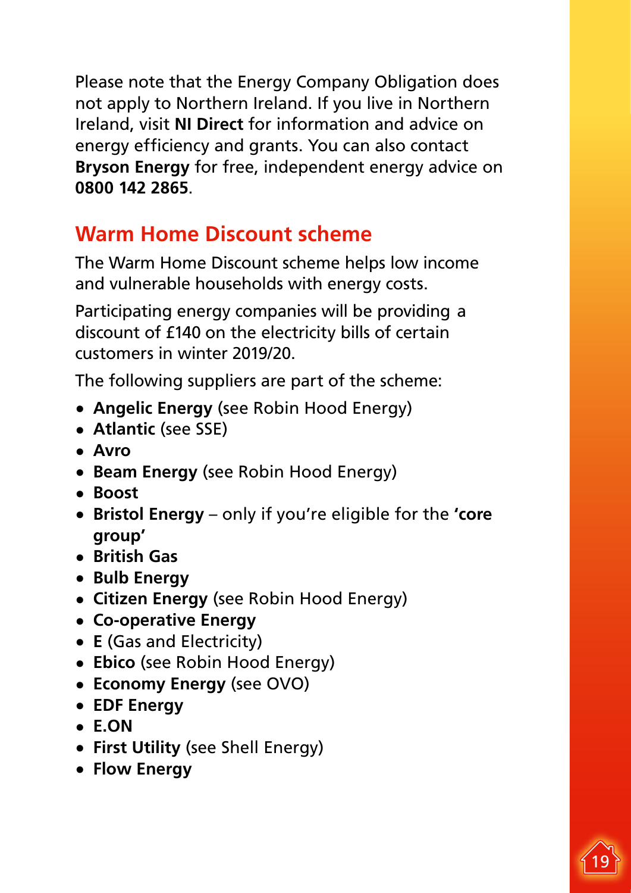Please note that the Energy Company Obligation does not apply to Northern Ireland. If you live in Northern Ireland, visit **NI Direct** for information and advice on energy efficiency and grants. You can also contact **Bryson Energy** for free, independent energy advice on **0800 142 2865**.

## Warm Home Discount scheme

The Warm Home Discount scheme helps low income and vulnerable households with energy costs.

Participating energy companies will be providing a discount of £140 on the electricity bills of certain customers in winter 2019/20.

The following suppliers are part of the scheme:

- **Angelic Energy** (see Robin Hood Energy)
- **Atlantic** (see SSE)
- **Avro**
- **Beam Energy** (see Robin Hood Energy)
- **Boost**
- **Bristol Energy** – only if you're eligible for the **'core group'**
- **British Gas**
- **Bulb Energy**
- **Citizen Energy** (see Robin Hood Energy)
- **Co-operative Energy**
- **E** (Gas and Electricity)
- **Ebico** (see Robin Hood Energy)
- **Economy Energy** (see OVO)
- **EDF Energy**
- **E.ON**
- **First Utility** (see Shell Energy)
- **Flow Energy**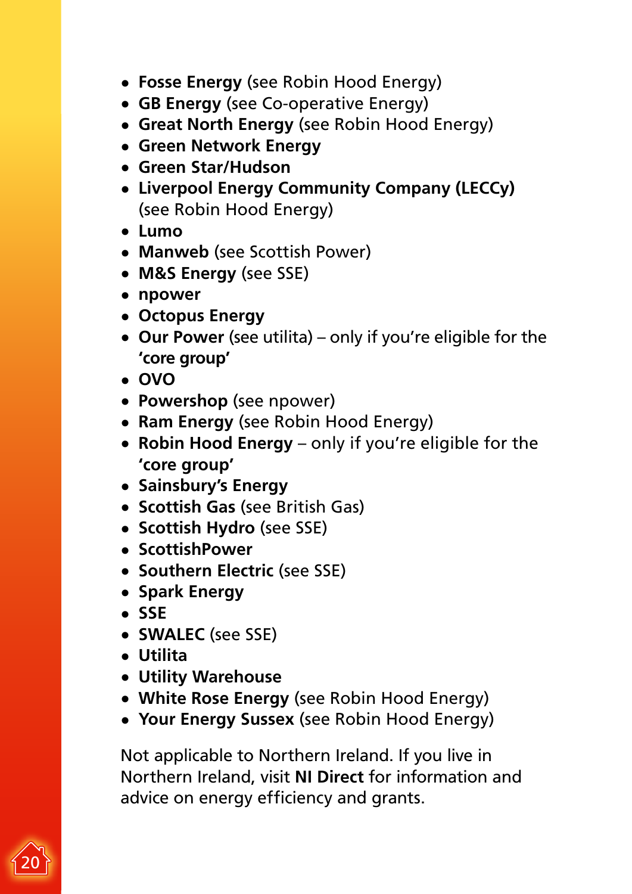- **Fosse Energy** (see Robin Hood Energy)
- **GB Energy** (see Co-operative Energy)
- **Great North Energy** (see Robin Hood Energy)
- **Green Network Energy**
- **Green Star/Hudson**
- **Liverpool Energy Community Company (LECCy)** (see Robin Hood Energy)
- **Lumo**
- **Manweb** (see Scottish Power)
- **M&S Energy** (see SSE)
- **npower**
- **Octopus Energy**
- **Our Power** (see utilita) – only if you're eligible for the **'core group'**
- **OVO**
- **Powershop** (see npower)
- **Ram Energy** (see Robin Hood Energy)
- **Robin Hood Energy** – only if you're eligible for the **'core group'**
- **Sainsbury's Energy**
- **Scottish Gas** (see British Gas)
- **Scottish Hydro** (see SSE)
- **ScottishPower**
- **Southern Electric** (see SSE)
- **Spark Energy**
- **SSE**
- **SWALEC** (see SSE)
- **Utilita**
- **Utility Warehouse**
- **White Rose Energy** (see Robin Hood Energy)
- **Your Energy Sussex** (see Robin Hood Energy)

Not applicable to Northern Ireland. If you live in Northern Ireland, visit **NI Direct** for information and advice on energy efficiency and grants.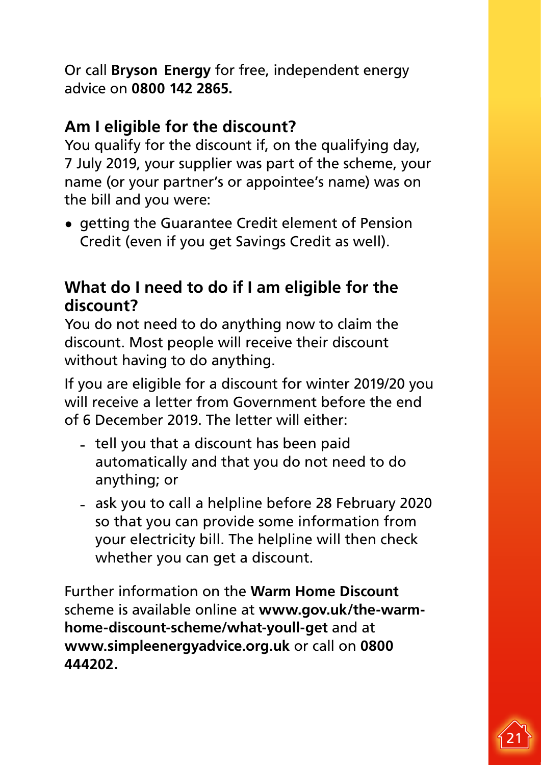Or call **Bryson Energy** for free, independent energy advice on **0800 142 2865.**

## Am I eligible for the discount?

You qualify for the discount if, on the qualifying day, 7 July 2019, your supplier was part of the scheme, your name (or your partner's or appointee's name) was on the bill and you were:

- getting the Guarantee Credit element of Pension Credit (even if you get Savings Credit as well).

## What do I need to do if I am eligible for the discount?

You do not need to do anything now to claim the discount. Most people will receive their discount without having to do anything.

If you are eligible for a discount for winter 2019/20 you will receive a letter from Government before the end of 6 December 2019. The letter will either:

- tell you that a discount has been paid automatically and that you do not need to do anything; or
- ask you to call a helpline before 28 February 2020 so that you can provide some information from your electricity bill. The helpline will then check whether you can get a discount.

Further information on the **Warm Home Discount** scheme is available online at **www.gov.uk/the-warm-home-discount-scheme/what-youll-get** and at **www.simpleenergyadvice.org.uk** or call on **0800 444202.**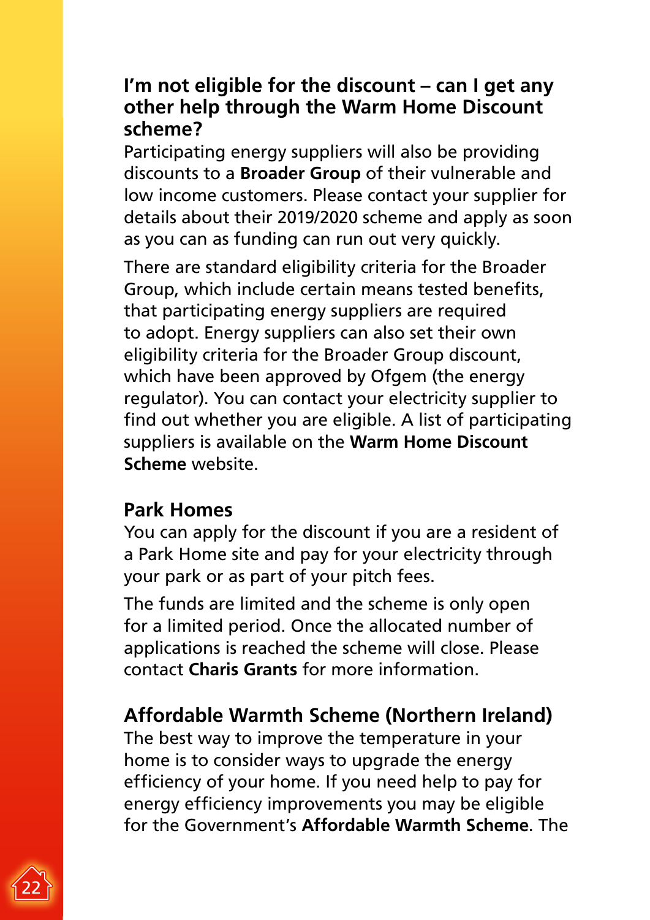## I'm not eligible for the discount – can I get any other help through the Warm Home Discount scheme?

Participating energy suppliers will also be providing discounts to a **Broader Group** of their vulnerable and low income customers. Please contact your supplier for details about their 2019/2020 scheme and apply as soon as you can as funding can run out very quickly.

There are standard eligibility criteria for the Broader Group, which include certain means tested benefits, that participating energy suppliers are required to adopt. Energy suppliers can also set their own eligibility criteria for the Broader Group discount, which have been approved by Ofgem (the energy regulator). You can contact your electricity supplier to find out whether you are eligible. A list of participating suppliers is available on the **Warm Home Discount Scheme** website.

## Park Homes

You can apply for the discount if you are a resident of a Park Home site and pay for your electricity through your park or as part of your pitch fees.

The funds are limited and the scheme is only open for a limited period. Once the allocated number of applications is reached the scheme will close. Please contact **Charis Grants** for more information.

## Affordable Warmth Scheme (Northern Ireland)

The best way to improve the temperature in your home is to consider ways to upgrade the energy efficiency of your home. If you need help to pay for energy efficiency improvements you may be eligible for the Government's **Affordable Warmth Scheme**. The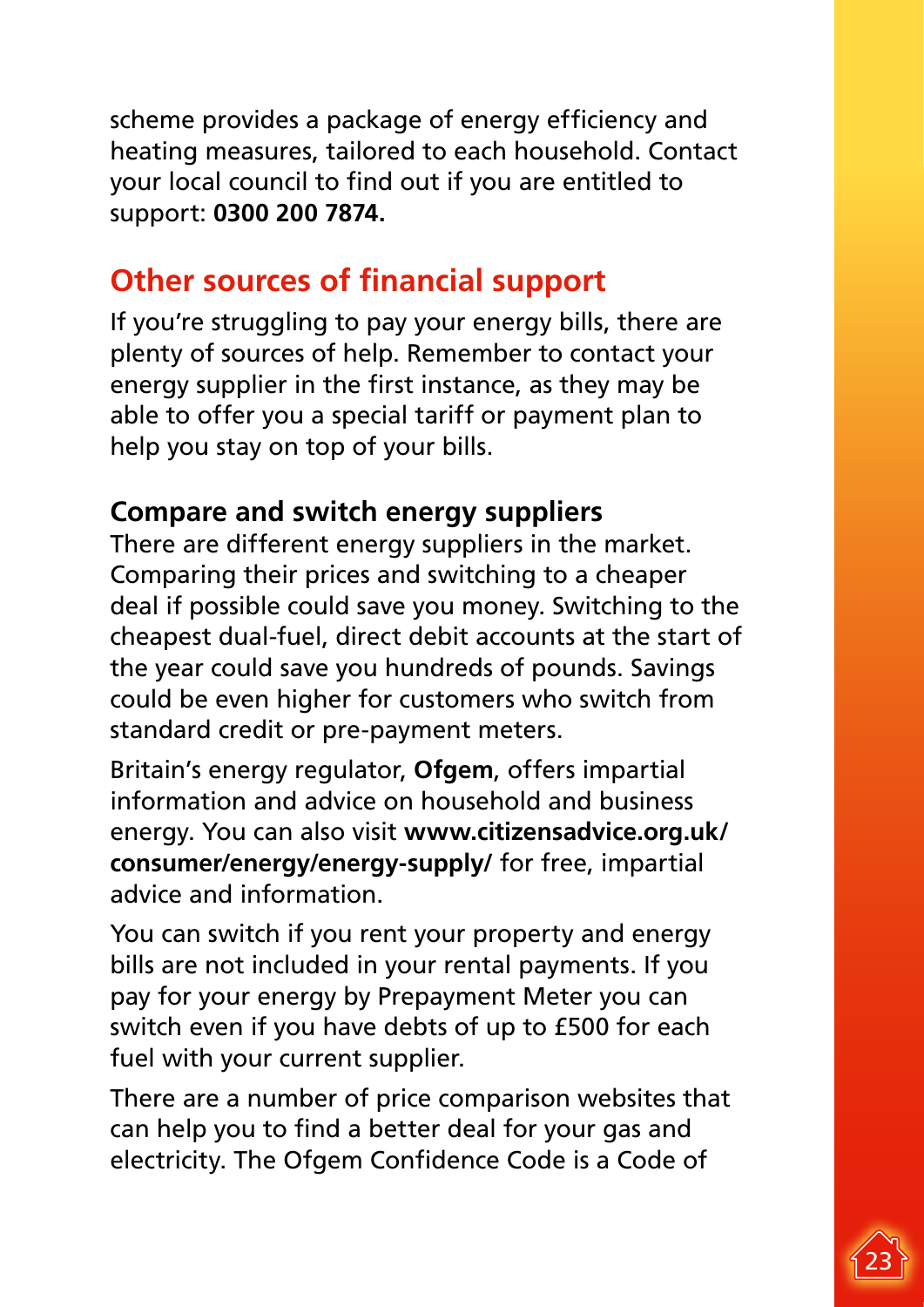scheme provides a package of energy efficiency and heating measures, tailored to each household. Contact your local council to find out if you are entitled to support: **0300 200 7874.**

## Other sources of financial support

If you're struggling to pay your energy bills, there are plenty of sources of help. Remember to contact your energy supplier in the first instance, as they may be able to offer you a special tariff or payment plan to help you stay on top of your bills.

### Compare and switch energy suppliers

There are different energy suppliers in the market. Comparing their prices and switching to a cheaper deal if possible could save you money. Switching to the cheapest dual-fuel, direct debit accounts at the start of the year could save you hundreds of pounds. Savings could be even higher for customers who switch from standard credit or pre-payment meters.

Britain's energy regulator, **Ofgem**, offers impartial information and advice on household and business energy. You can also visit **www.citizensadvice.org.uk/consumer/energy/energy-supply/** for free, impartial advice and information.

You can switch if you rent your property and energy bills are not included in your rental payments. If you pay for your energy by Prepayment Meter you can switch even if you have debts of up to £500 for each fuel with your current supplier.

There are a number of price comparison websites that can help you to find a better deal for your gas and electricity. The Ofgem Confidence Code is a Code of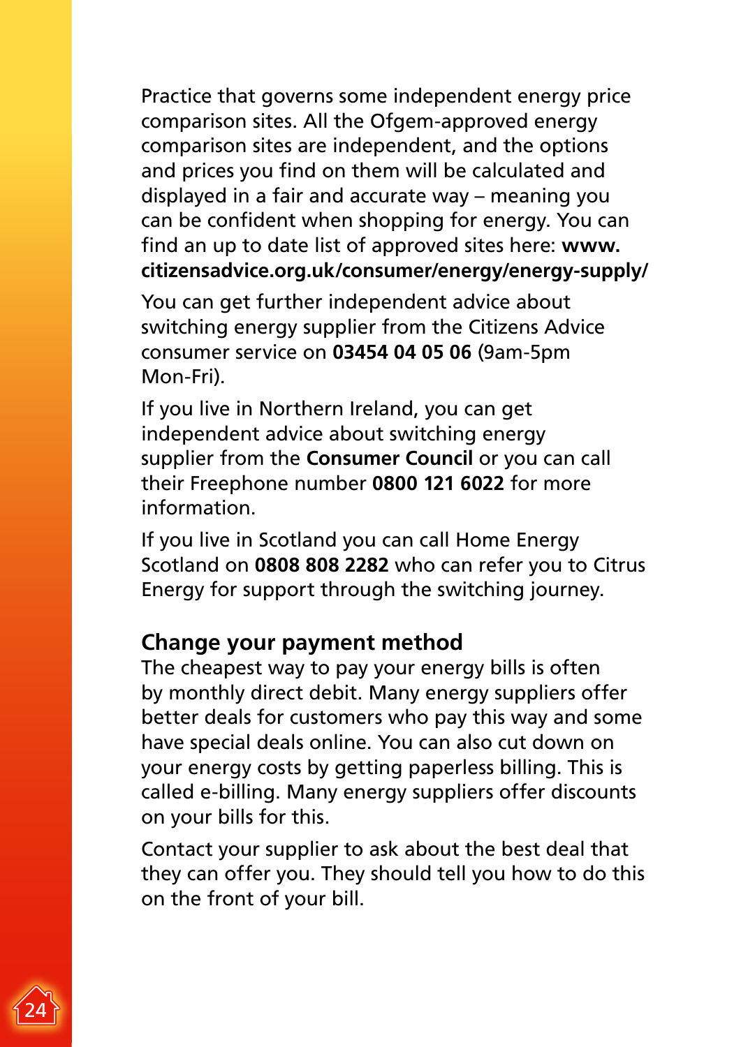Practice that governs some independent energy price comparison sites. All the Ofgem-approved energy comparison sites are independent, and the options and prices you find on them will be calculated and displayed in a fair and accurate way – meaning you can be confident when shopping for energy. You can find an up to date list of approved sites here: **www.citizensadvice.org.uk/consumer/energy/energy-supply/**

You can get further independent advice about switching energy supplier from the Citizens Advice consumer service on **03454 04 05 06** (9am-5pm Mon-Fri).

If you live in Northern Ireland, you can get independent advice about switching energy supplier from the **Consumer Council** or you can call their Freephone number **0800 121 6022** for more information.

If you live in Scotland you can call Home Energy Scotland on **0808 808 2282** who can refer you to Citrus Energy for support through the switching journey.

## Change your payment method

The cheapest way to pay your energy bills is often by monthly direct debit. Many energy suppliers offer better deals for customers who pay this way and some have special deals online. You can also cut down on your energy costs by getting paperless billing. This is called e-billing. Many energy suppliers offer discounts on your bills for this.

Contact your supplier to ask about the best deal that they can offer you. They should tell you how to do this on the front of your bill.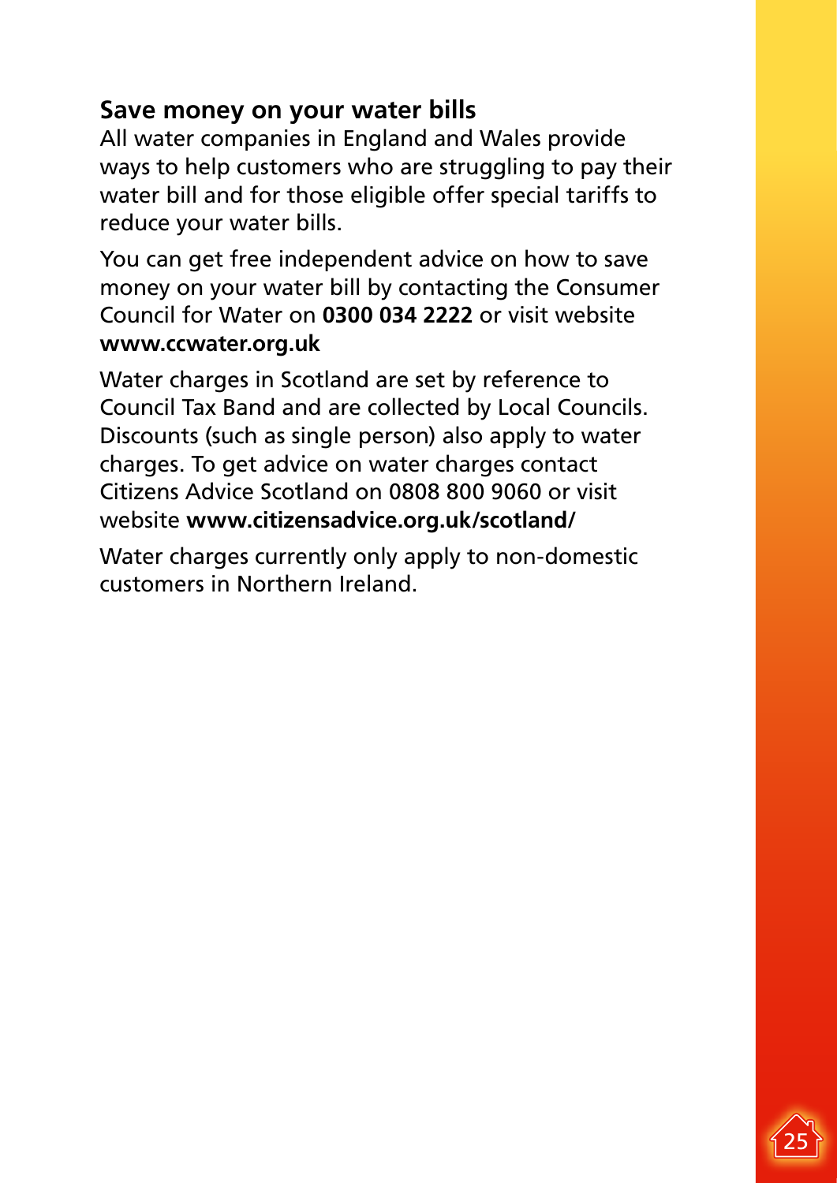## Save money on your water bills

All water companies in England and Wales provide ways to help customers who are struggling to pay their water bill and for those eligible offer special tariffs to reduce your water bills.

You can get free independent advice on how to save money on your water bill by contacting the Consumer Council for Water on **0300 034 2222** or visit website **www.ccwater.org.uk**

Water charges in Scotland are set by reference to Council Tax Band and are collected by Local Councils. Discounts (such as single person) also apply to water charges. To get advice on water charges contact Citizens Advice Scotland on 0808 800 9060 or visit website **www.citizensadvice.org.uk/scotland/**

Water charges currently only apply to non-domestic customers in Northern Ireland.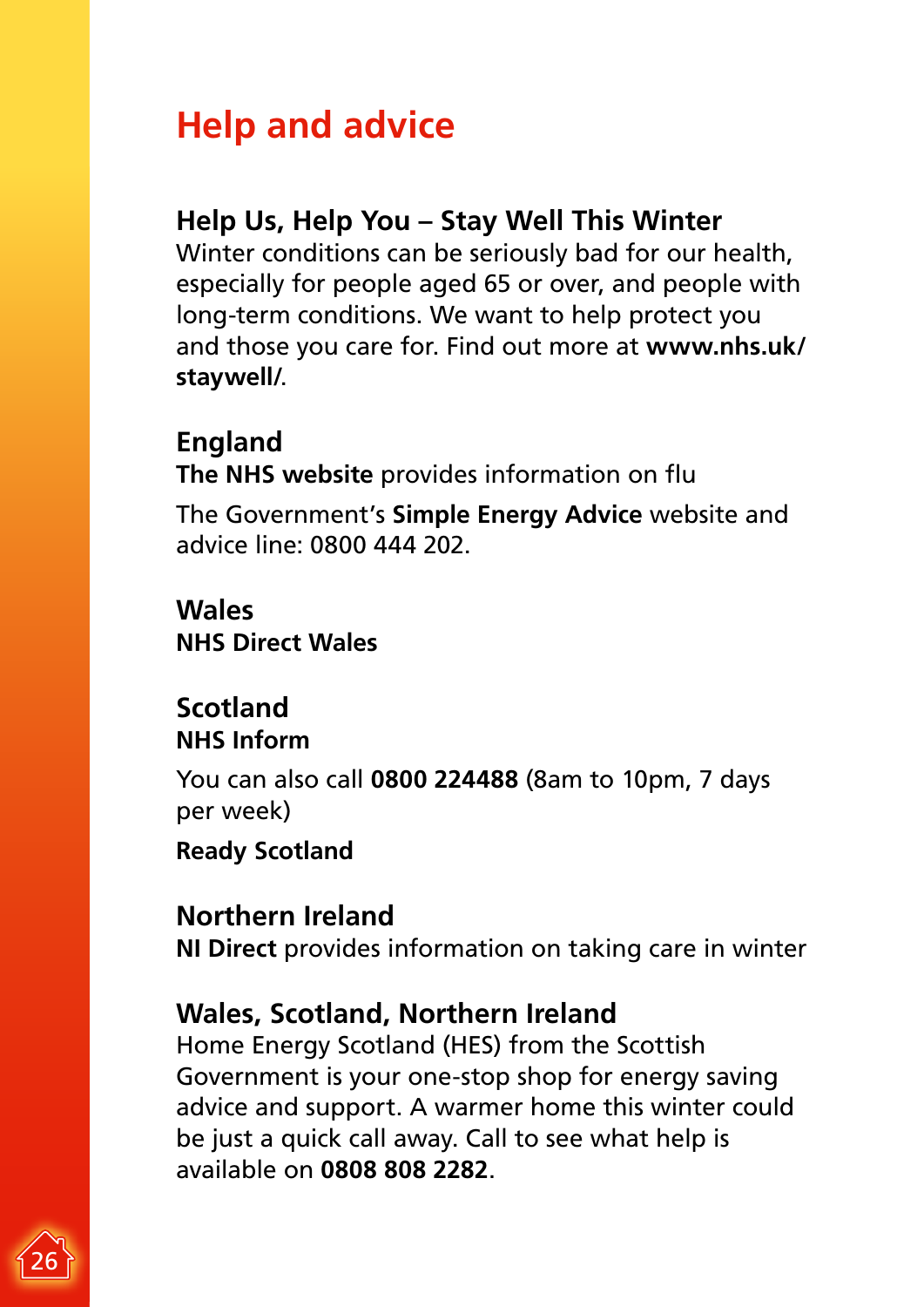# Help and advice

## Help Us, Help You – Stay Well This Winter

Winter conditions can be seriously bad for our health, especially for people aged 65 or over, and people with long-term conditions. We want to help protect you and those you care for. Find out more at **www.nhs.uk/staywell/**.

## England

**The NHS website** provides information on flu

The Government's **Simple Energy Advice** website and advice line: 0800 444 202.

## Wales

**NHS Direct Wales**

## Scotland

**NHS Inform**

You can also call **0800 224488** (8am to 10pm, 7 days per week)

**Ready Scotland**

## Northern Ireland

**NI Direct** provides information on taking care in winter

## Wales, Scotland, Northern Ireland

Home Energy Scotland (HES) from the Scottish Government is your one-stop shop for energy saving advice and support. A warmer home this winter could be just a quick call away. Call to see what help is available on **0808 808 2282**.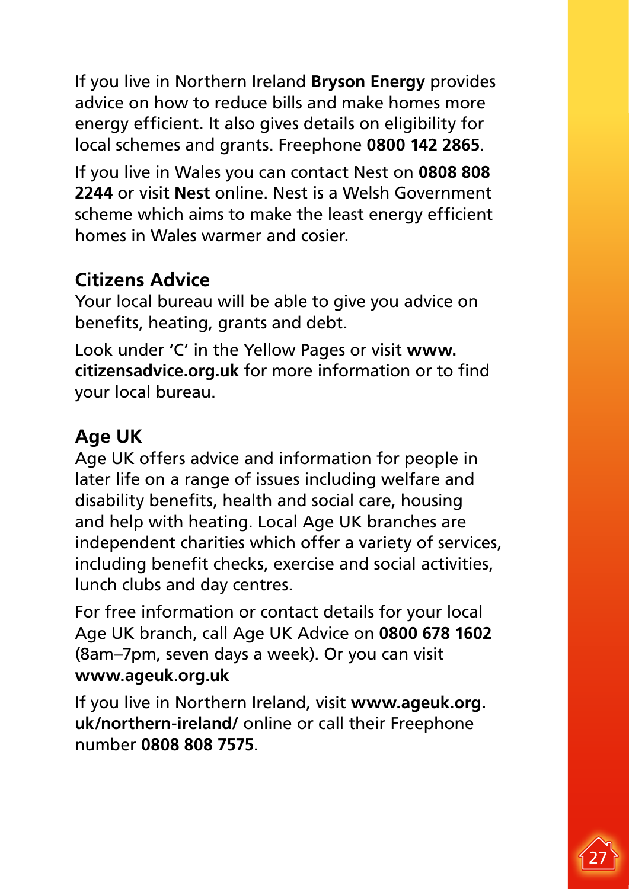If you live in Northern Ireland **Bryson Energy** provides advice on how to reduce bills and make homes more energy efficient. It also gives details on eligibility for local schemes and grants. Freephone **0800 142 2865**.

If you live in Wales you can contact Nest on **0808 808 2244** or visit **Nest** online. Nest is a Welsh Government scheme which aims to make the least energy efficient homes in Wales warmer and cosier.

## Citizens Advice

Your local bureau will be able to give you advice on benefits, heating, grants and debt.

Look under 'C' in the Yellow Pages or visit **www.citizensadvice.org.uk** for more information or to find your local bureau.

## Age UK

Age UK offers advice and information for people in later life on a range of issues including welfare and disability benefits, health and social care, housing and help with heating. Local Age UK branches are independent charities which offer a variety of services, including benefit checks, exercise and social activities, lunch clubs and day centres.

For free information or contact details for your local Age UK branch, call Age UK Advice on **0800 678 1602** (8am–7pm, seven days a week). Or you can visit **www.ageuk.org.uk**

If you live in Northern Ireland, visit **www.ageuk.org.uk/northern-ireland/** online or call their Freephone number **0808 808 7575**.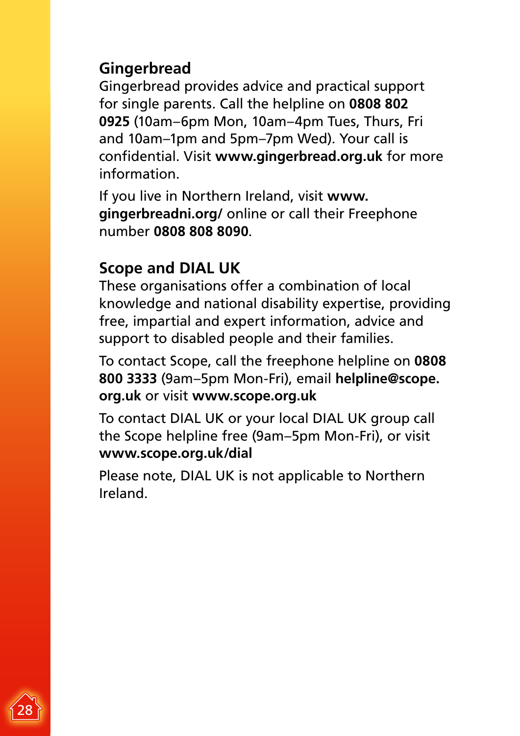## Gingerbread

Gingerbread provides advice and practical support for single parents. Call the helpline on **0808 802 0925** (10am–6pm Mon, 10am–4pm Tues, Thurs, Fri and 10am–1pm and 5pm–7pm Wed). Your call is confidential. Visit **www.gingerbread.org.uk** for more information.

If you live in Northern Ireland, visit **www.gingerbreadni.org/** online or call their Freephone number **0808 808 8090**.

## Scope and DIAL UK

These organisations offer a combination of local knowledge and national disability expertise, providing free, impartial and expert information, advice and support to disabled people and their families.

To contact Scope, call the freephone helpline on **0808 800 3333** (9am–5pm Mon-Fri), email **helpline@scope.org.uk** or visit **www.scope.org.uk**

To contact DIAL UK or your local DIAL UK group call the Scope helpline free (9am–5pm Mon-Fri), or visit **www.scope.org.uk/dial**

Please note, DIAL UK is not applicable to Northern Ireland.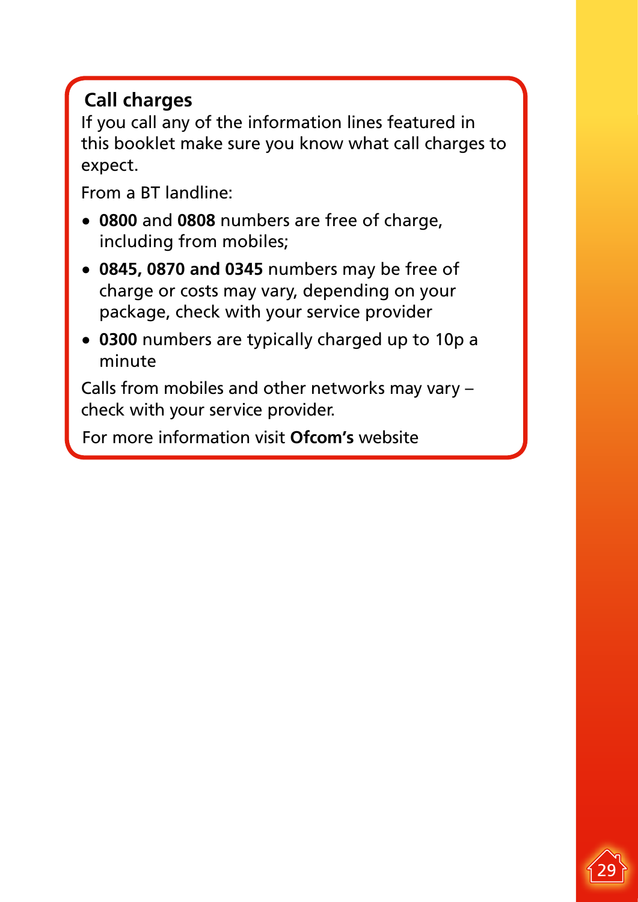## Call charges

If you call any of the information lines featured in this booklet make sure you know what call charges to expect.

From a BT landline:

- **0800** and **0808** numbers are free of charge, including from mobiles;
- **0845, 0870 and 0345** numbers may be free of charge or costs may vary, depending on your package, check with your service provider
- **0300** numbers are typically charged up to 10p a minute

Calls from mobiles and other networks may vary – check with your service provider.

For more information visit **Ofcom's** website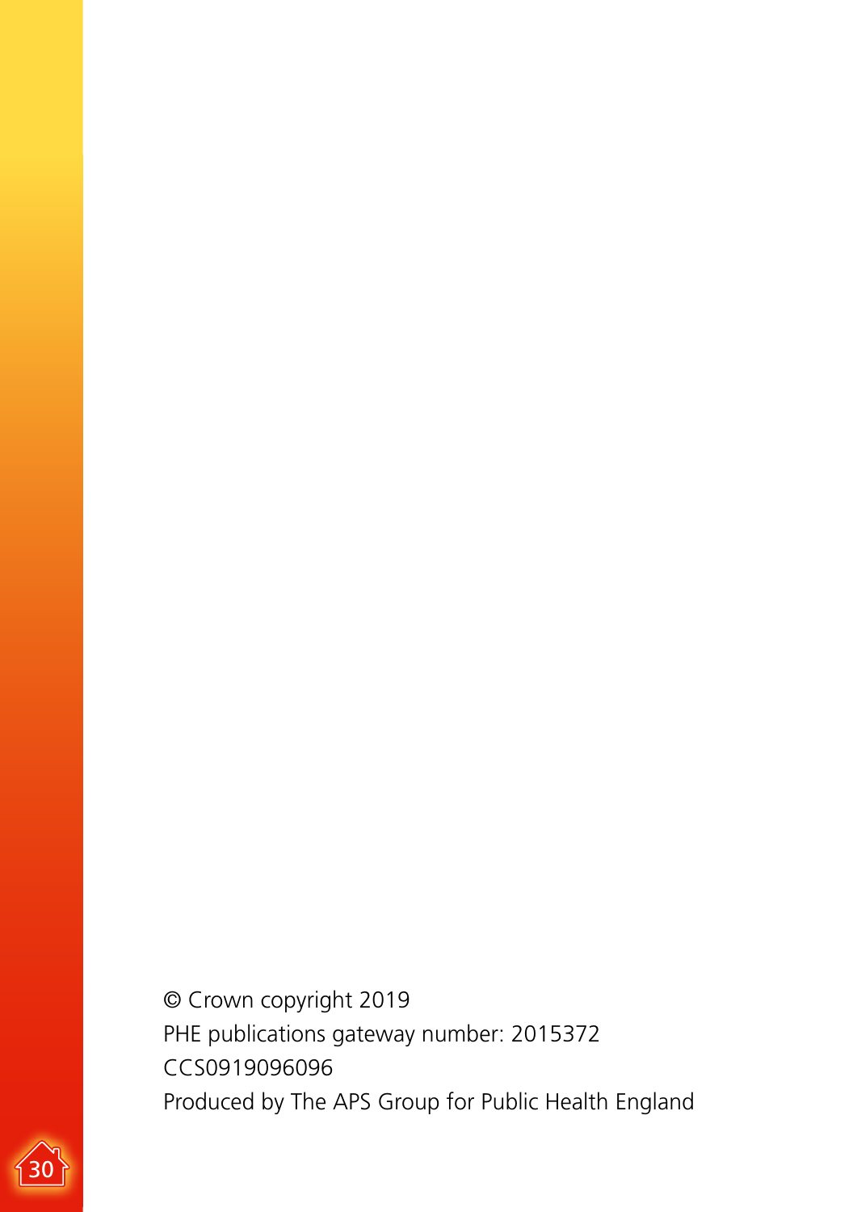© Crown copyright 2019

PHE publications gateway number: 2015372

CCS0919096096

Produced by The APS Group for Public Health England